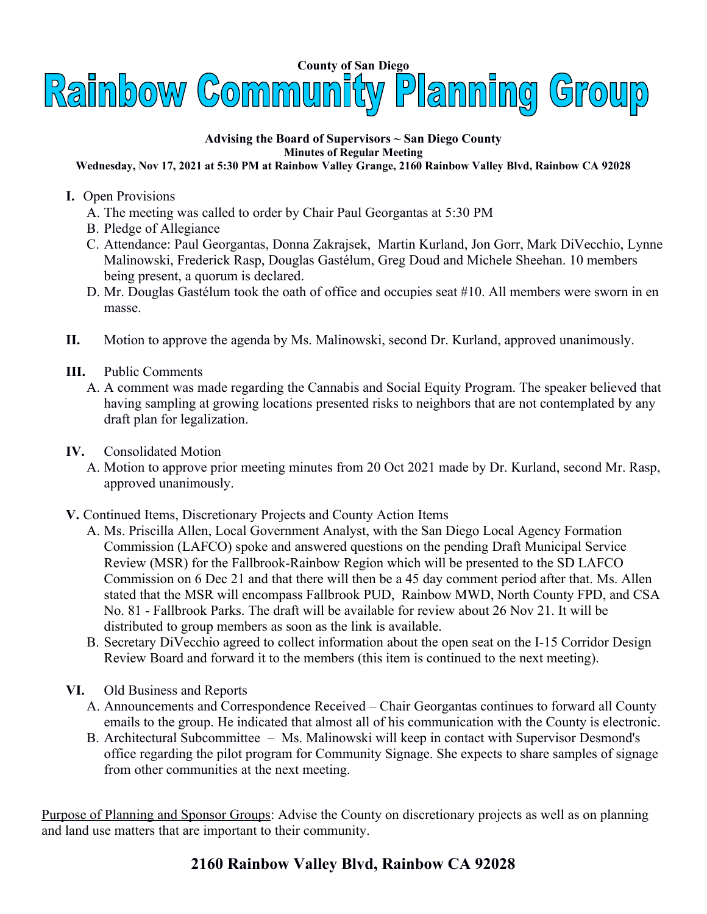County of San Diego

# Rainbow Community Planning Group

**Advising the Board of Supervisors ~ San Diego County**

**Minutes of Regular Meeting**

**Wednesday, Nov 17, 2021 at 5:30 PM at Rainbow Valley Grange, 2160 Rainbow Valley Blvd, Rainbow CA 92028**

**I.** Open Provisions

A. The meeting was called to order by Chair Paul Georgantas at 5:30 PM

B. Pledge of Allegiance

C. Attendance: Paul Georgantas, Donna Zakrajsek, Martin Kurland, Jon Gorr, Mark DiVecchio, Lynne Malinowski, Frederick Rasp, Douglas Gastélum, Greg Doud and Michele Sheehan. 10 members being present, a quorum is declared.

D. Mr. Douglas Gastélum took the oath of office and occupies seat #10. All members were sworn in en masse.

**II.** Motion to approve the agenda by Ms. Malinowski, second Dr. Kurland, approved unanimously.

**III.** Public Comments

A. A comment was made regarding the Cannabis and Social Equity Program. The speaker believed that having sampling at growing locations presented risks to neighbors that are not contemplated by any draft plan for legalization.

**IV.** Consolidated Motion

A. Motion to approve prior meeting minutes from 20 Oct 2021 made by Dr. Kurland, second Mr. Rasp, approved unanimously.

**V.** Continued Items, Discretionary Projects and County Action Items

A. Ms. Priscilla Allen, Local Government Analyst, with the San Diego Local Agency Formation Commission (LAFCO) spoke and answered questions on the pending Draft Municipal Service Review (MSR) for the Fallbrook-Rainbow Region which will be presented to the SD LAFCO Commission on 6 Dec 21 and that there will then be a 45 day comment period after that. Ms. Allen stated that the MSR will encompass Fallbrook PUD, Rainbow MWD, North County FPD, and CSA No. 81 - Fallbrook Parks. The draft will be available for review about 26 Nov 21. It will be distributed to group members as soon as the link is available.

B. Secretary DiVecchio agreed to collect information about the open seat on the I-15 Corridor Design Review Board and forward it to the members (this item is continued to the next meeting).

**VI.** Old Business and Reports

A. Announcements and Correspondence Received – Chair Georgantas continues to forward all County emails to the group. He indicated that almost all of his communication with the County is electronic.

B. Architectural Subcommittee – Ms. Malinowski will keep in contact with Supervisor Desmond's office regarding the pilot program for Community Signage. She expects to share samples of signage from other communities at the next meeting.

<u>Purpose of Planning and Sponsor Groups</u>: Advise the County on discretionary projects as well as on planning and land use matters that are important to their community.

**2160 Rainbow Valley Blvd, Rainbow CA 92028**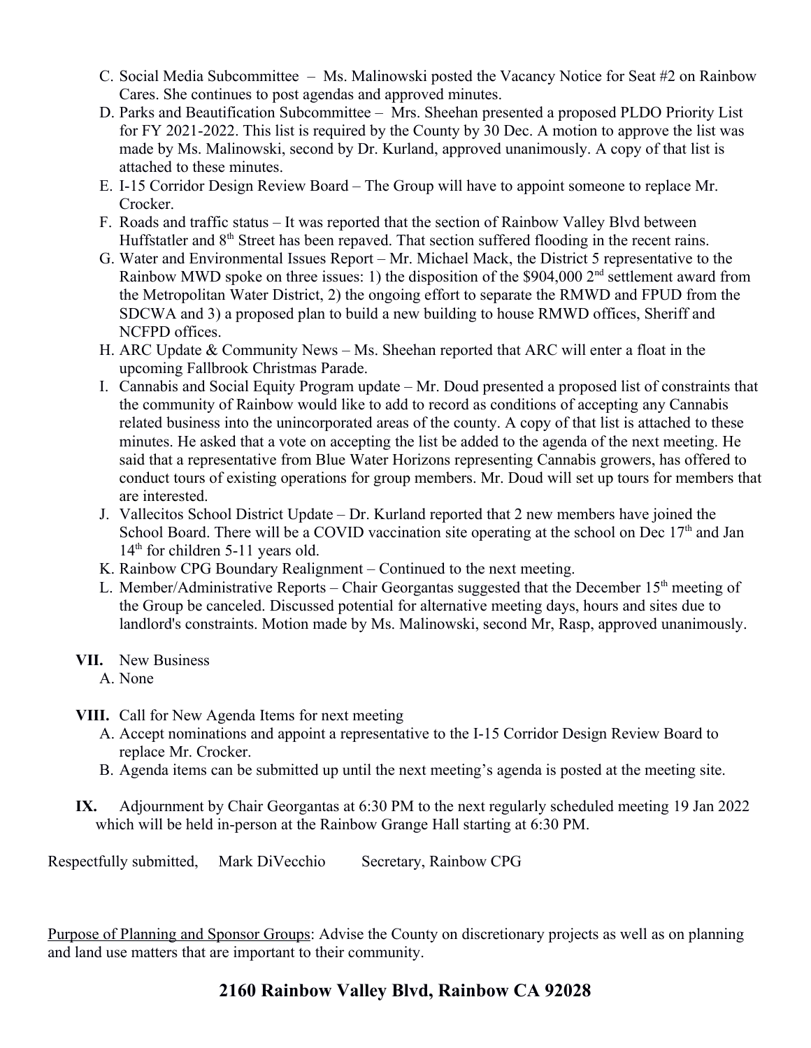C. Social Media Subcommittee – Ms. Malinowski posted the Vacancy Notice for Seat #2 on Rainbow Cares. She continues to post agendas and approved minutes.
D. Parks and Beautification Subcommittee – Mrs. Sheehan presented a proposed PLDO Priority List for FY 2021-2022. This list is required by the County by 30 Dec. A motion to approve the list was made by Ms. Malinowski, second by Dr. Kurland, approved unanimously. A copy of that list is attached to these minutes.
E. I-15 Corridor Design Review Board – The Group will have to appoint someone to replace Mr. Crocker.
F. Roads and traffic status – It was reported that the section of Rainbow Valley Blvd between Huffstatler and 8th Street has been repaved. That section suffered flooding in the recent rains.
G. Water and Environmental Issues Report – Mr. Michael Mack, the District 5 representative to the Rainbow MWD spoke on three issues: 1) the disposition of the $904,000 2nd settlement award from the Metropolitan Water District, 2) the ongoing effort to separate the RMWD and FPUD from the SDCWA and 3) a proposed plan to build a new building to house RMWD offices, Sheriff and NCFPD offices.
H. ARC Update & Community News – Ms. Sheehan reported that ARC will enter a float in the upcoming Fallbrook Christmas Parade.
I. Cannabis and Social Equity Program update – Mr. Doud presented a proposed list of constraints that the community of Rainbow would like to add to record as conditions of accepting any Cannabis related business into the unincorporated areas of the county. A copy of that list is attached to these minutes. He asked that a vote on accepting the list be added to the agenda of the next meeting. He said that a representative from Blue Water Horizons representing Cannabis growers, has offered to conduct tours of existing operations for group members. Mr. Doud will set up tours for members that are interested.
J. Vallecitos School District Update – Dr. Kurland reported that 2 new members have joined the School Board. There will be a COVID vaccination site operating at the school on Dec 17th and Jan 14th for children 5-11 years old.
K. Rainbow CPG Boundary Realignment – Continued to the next meeting.
L. Member/Administrative Reports – Chair Georgantas suggested that the December 15th meeting of the Group be canceled. Discussed potential for alternative meeting days, hours and sites due to landlord's constraints. Motion made by Ms. Malinowski, second Mr, Rasp, approved unanimously.

**VII.** New Business

A. None

**VIII.** Call for New Agenda Items for next meeting

A. Accept nominations and appoint a representative to the I-15 Corridor Design Review Board to replace Mr. Crocker.
B. Agenda items can be submitted up until the next meeting's agenda is posted at the meeting site.

**IX.** Adjournment by Chair Georgantas at 6:30 PM to the next regularly scheduled meeting 19 Jan 2022 which will be held in-person at the Rainbow Grange Hall starting at 6:30 PM.

Respectfully submitted, Mark DiVecchio Secretary, Rainbow CPG

Purpose of Planning and Sponsor Groups: Advise the County on discretionary projects as well as on planning and land use matters that are important to their community.

**2160 Rainbow Valley Blvd, Rainbow CA 92028**